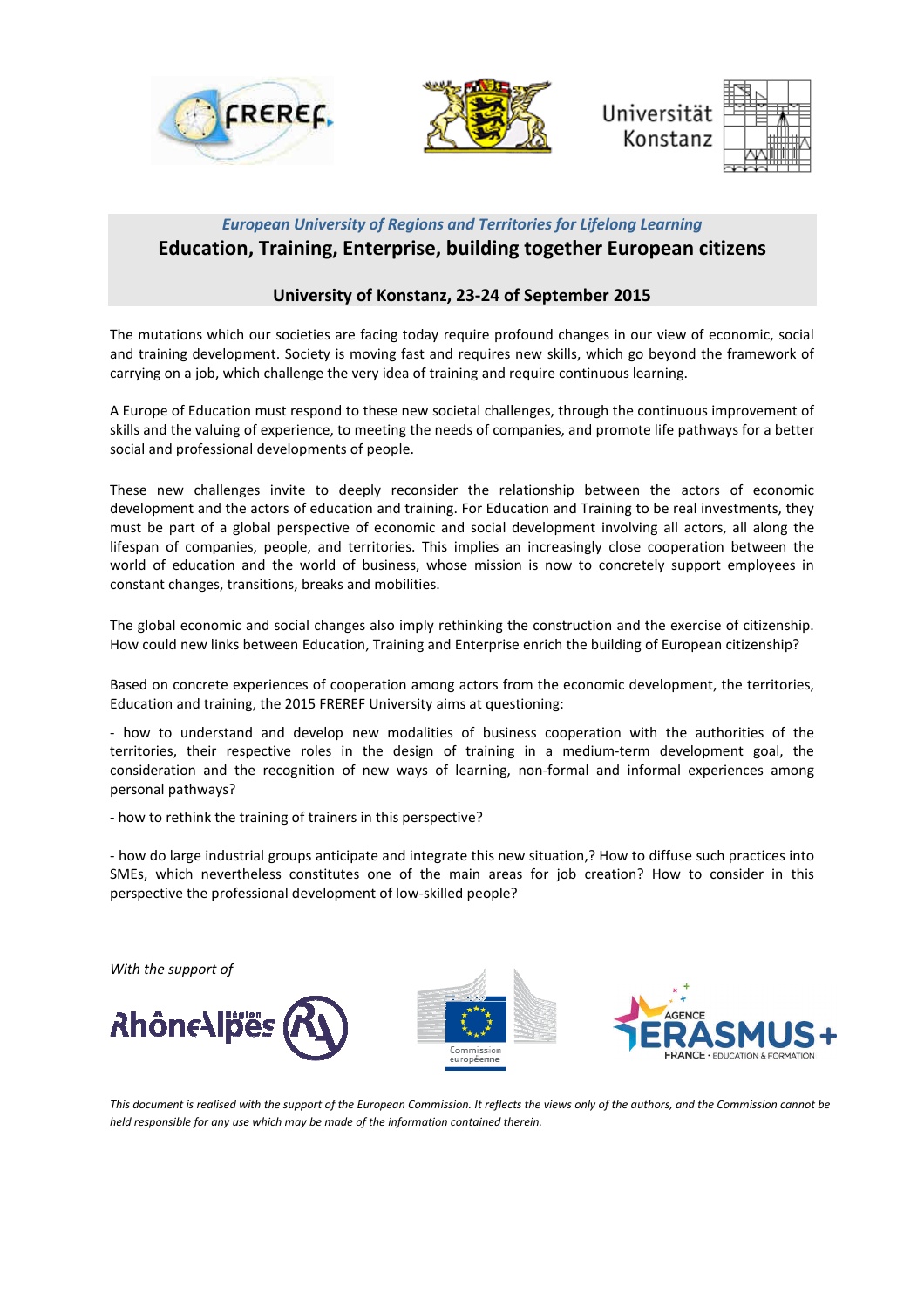*European University of Regions and Territories for Lifelong Learning*

**Education, Training, Enterprise, building together European citizens**

**University of Konstanz, 23-24 of September 2015**

The mutations which our societies are facing today require profound changes in our view of economic, social and training development. Society is moving fast and requires new skills, which go beyond the framework of carrying on a job, which challenge the very idea of training and require continuous learning.

A Europe of Education must respond to these new societal challenges, through the continuous improvement of skills and the valuing of experience, to meeting the needs of companies, and promote life pathways for a better social and professional developments of people.

These new challenges invite to deeply reconsider the relationship between the actors of economic development and the actors of education and training. For Education and Training to be real investments, they must be part of a global perspective of economic and social development involving all actors, all along the lifespan of companies, people, and territories. This implies an increasingly close cooperation between the world of education and the world of business, whose mission is now to concretely support employees in constant changes, transitions, breaks and mobilities.

The global economic and social changes also imply rethinking the construction and the exercise of citizenship. How could new links between Education, Training and Enterprise enrich the building of European citizenship?

Based on concrete experiences of cooperation among actors from the economic development, the territories, Education and training, the 2015 FREREF University aims at questioning:

- how to understand and develop new modalities of business cooperation with the authorities of the territories, their respective roles in the design of training in a medium-term development goal, the consideration and the recognition of new ways of learning, non-formal and informal experiences among personal pathways?

- how to rethink the training of trainers in this perspective?

- how do large industrial groups anticipate and integrate this new situation,? How to diffuse such practices into SMEs, which nevertheless constitutes one of the main areas for job creation? How to consider in this perspective the professional development of low-skilled people?

*With the support of*

*This document is realised with the support of the European Commission. It reflects the views only of the authors, and the Commission cannot be held responsible for any use which may be made of the information contained therein.*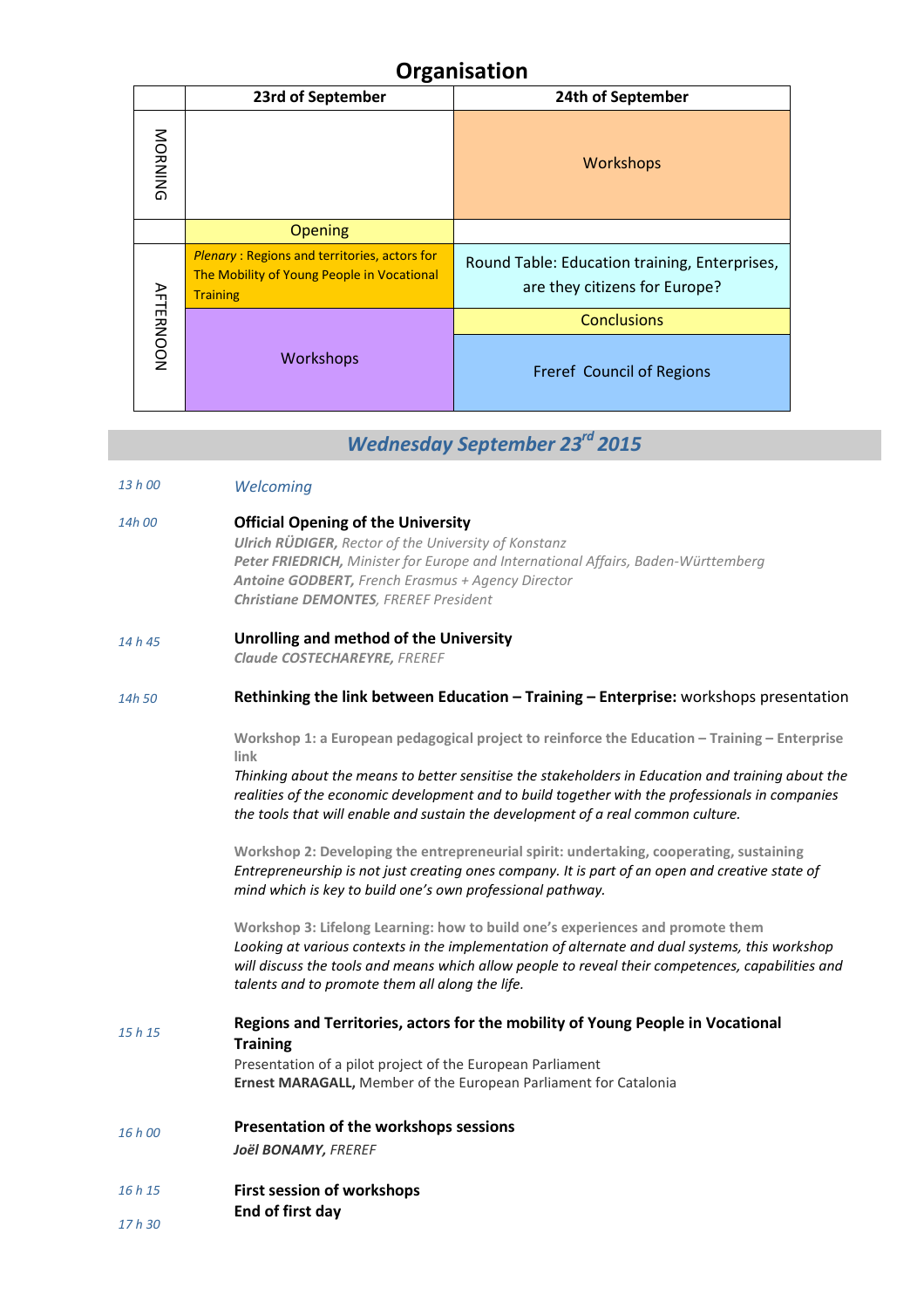# Organisation

| | 23rd of September | 24th of September |
|---|---|---|
| MORNING | | Workshops |
| | Opening | |
| AFTERNOON | *Plenary* : Regions and territories, actors for The Mobility of Young People in Vocational Training | Round Table: Education training, Enterprises, are they citizens for Europe? |
| | | Conclusions |
| | Workshops | Freref Council of Regions |

## *Wednesday September 23rd 2015*

*13 h 00* *Welcoming*

*14h 00* **Official Opening of the University**
***Ulrich RÜDIGER,*** *Rector of the University of Konstanz*
***Peter FRIEDRICH,*** *Minister for Europe and International Affairs, Baden-Württemberg*
***Antoine GODBERT,*** *French Erasmus + Agency Director*
***Christiane DEMONTES****, FREREF President*

*14 h 45* **Unrolling and method of the University**
***Claude COSTECHAREYRE,*** *FREREF*

*14h 50* **Rethinking the link between Education – Training – Enterprise:** workshops presentation

**Workshop 1: a European pedagogical project to reinforce the Education – Training – Enterprise link**
*Thinking about the means to better sensitise the stakeholders in Education and training about the realities of the economic development and to build together with the professionals in companies the tools that will enable and sustain the development of a real common culture.*

**Workshop 2: Developing the entrepreneurial spirit: undertaking, cooperating, sustaining**
*Entrepreneurship is not just creating ones company. It is part of an open and creative state of mind which is key to build one's own professional pathway.*

**Workshop 3: Lifelong Learning: how to build one's experiences and promote them**
*Looking at various contexts in the implementation of alternate and dual systems, this workshop will discuss the tools and means which allow people to reveal their competences, capabilities and talents and to promote them all along the life.*

*15 h 15* **Regions and Territories, actors for the mobility of Young People in Vocational Training**
Presentation of a pilot project of the European Parliament
**Ernest MARAGALL,** Member of the European Parliament for Catalonia

*16 h 00* **Presentation of the workshops sessions**
***Joël BONAMY,*** *FREREF*

*16 h 15* **First session of workshops**

*17 h 30* **End of first day**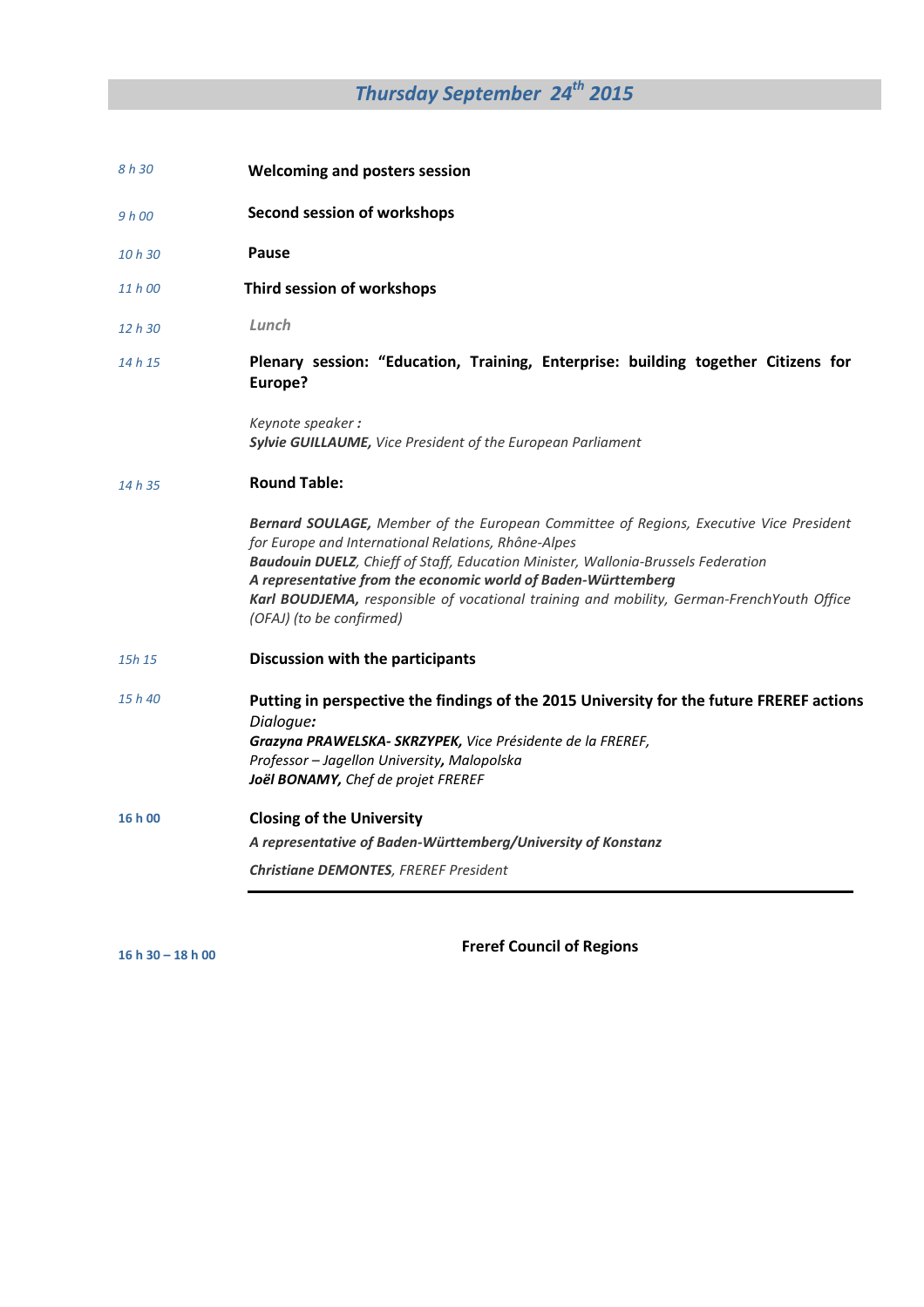## *Thursday September 24th 2015*

| | |
|---|---|
| *8 h 30* | **Welcoming and posters session** |
| *9 h 00* | **Second session of workshops** |
| *10 h 30* | **Pause** |
| *11 h 00* | **Third session of workshops** |
| *12 h 30* | ***Lunch*** |
| *14 h 15* | **Plenary session: "Education, Training, Enterprise: building together Citizens for Europe?**<br><br>*Keynote speaker :*<br>***Sylvie GUILLAUME,*** *Vice President of the European Parliament* |
| *14 h 35* | **Round Table:**<br><br>***Bernard SOULAGE,*** *Member of the European Committee of Regions, Executive Vice President for Europe and International Relations, Rhône-Alpes*<br>***Baudouin DUELZ****, Chieff of Staff, Education Minister, Wallonia-Brussels Federation*<br>***A representative from the economic world of Baden-Württemberg***<br>***Karl BOUDJEMA,*** *responsible of vocational training and mobility, German-FrenchYouth Office (OFAJ) (to be confirmed)* |
| *15h 15* | **Discussion with the participants** |
| *15 h 40* | **Putting in perspective the findings of the 2015 University for the future FREREF actions**<br>*Dialogue:*<br>***Grazyna PRAWELSKA- SKRZYPEK,*** *Vice Présidente de la FREREF,*<br>*Professor – Jagellon University****,*** *Malopolska*<br>***Joël BONAMY,*** *Chef de projet FREREF* |
| **16 h 00** | **Closing of the University**<br>***A representative of Baden-Württemberg/University of Konstanz***<br>***Christiane DEMONTES****, FREREF President* |

---

**16 h 30 – 18 h 00** — **Freref Council of Regions**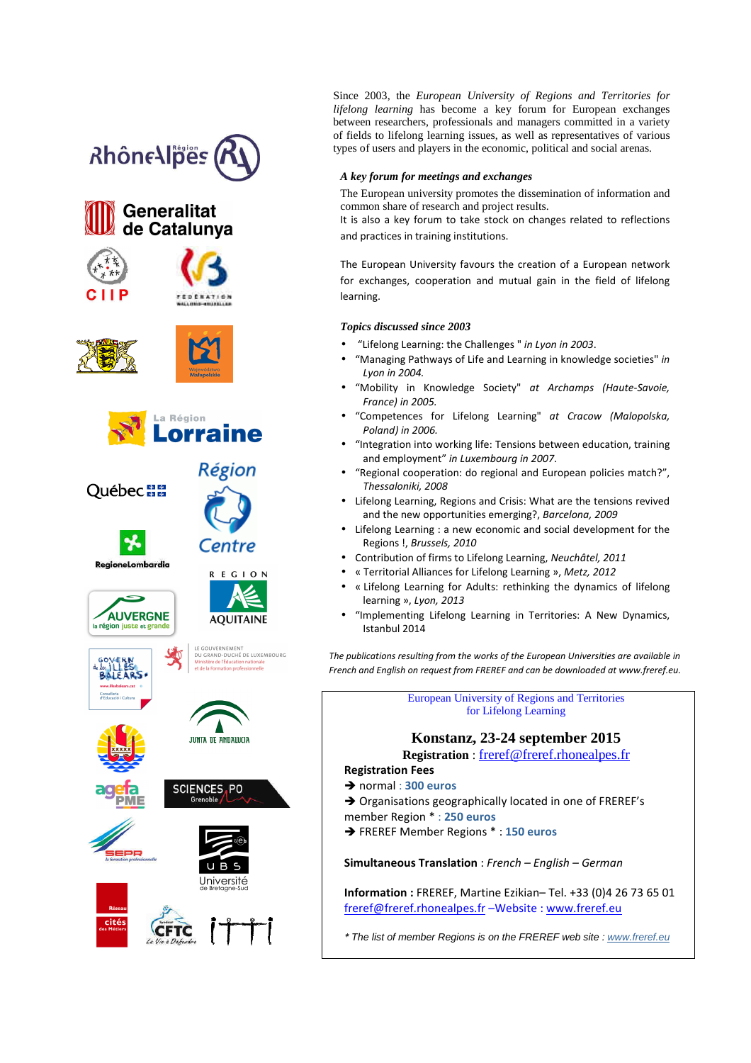Since 2003, the *European University of Regions and Territories for lifelong learning* has become a key forum for European exchanges between researchers, professionals and managers committed in a variety of fields to lifelong learning issues, as well as representatives of various types of users and players in the economic, political and social arenas.

### *A key forum for meetings and exchanges*

The European university promotes the dissemination of information and common share of research and project results.
It is also a key forum to take stock on changes related to reflections and practices in training institutions.

The European University favours the creation of a European network for exchanges, cooperation and mutual gain in the field of lifelong learning.

### *Topics discussed since 2003*

- "Lifelong Learning: the Challenges " *in Lyon in 2003*.
- "Managing Pathways of Life and Learning in knowledge societies" *in Lyon in 2004.*
- "Mobility in Knowledge Society" *at Archamps (Haute-Savoie, France) in 2005.*
- "Competences for Lifelong Learning" *at Cracow (Malopolska, Poland) in 2006.*
- "Integration into working life: Tensions between education, training and employment" *in Luxembourg in 2007.*
- "Regional cooperation: do regional and European policies match?", *Thessaloniki, 2008*
- Lifelong Learning, Regions and Crisis: What are the tensions revived and the new opportunities emerging?, *Barcelona, 2009*
- Lifelong Learning : a new economic and social development for the Regions !, *Brussels, 2010*
- Contribution of firms to Lifelong Learning, *Neuchâtel, 2011*
- « Territorial Alliances for Lifelong Learning », *Metz, 2012*
- « Lifelong Learning for Adults: rethinking the dynamics of lifelong learning », *Lyon, 2013*
- "Implementing Lifelong Learning in Territories: A New Dynamics, Istanbul 2014

*The publications resulting from the works of the European Universities are available in French and English on request from FREREF and can be downloaded at www.freref.eu.*

European University of Regions and Territories
for Lifelong Learning

## Konstanz, 23-24 september 2015

**Registration** : frerref@freref.rhonealpes.fr

**Registration Fees**

➔ normal : **300 euros**

➔ Organisations geographically located in one of FREREF's member Region * : **250 euros**

➔ FREREF Member Regions * : **150 euros**

**Simultaneous Translation** : *French – English – German*

**Information :** FREREF, Martine Ezikian– Tel. +33 (0)4 26 73 65 01
freref@freref.rhonealpes.fr –Website : www.freref.eu

*\* The list of member Regions is on the FREREF web site : www.freref.eu*